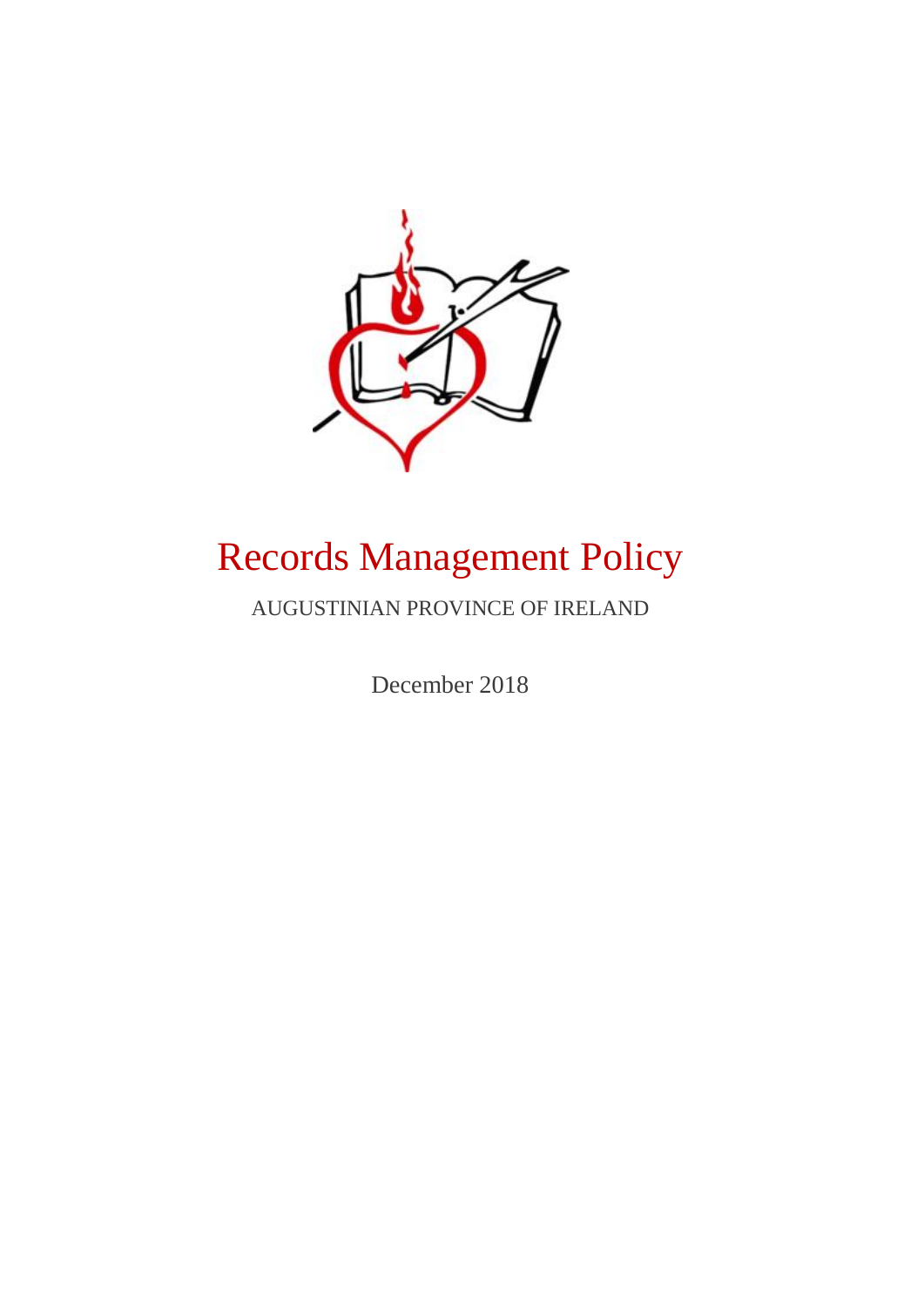# Records Management Policy

AUGUSTINIAN PROVINCE OF IRELAND

December 2018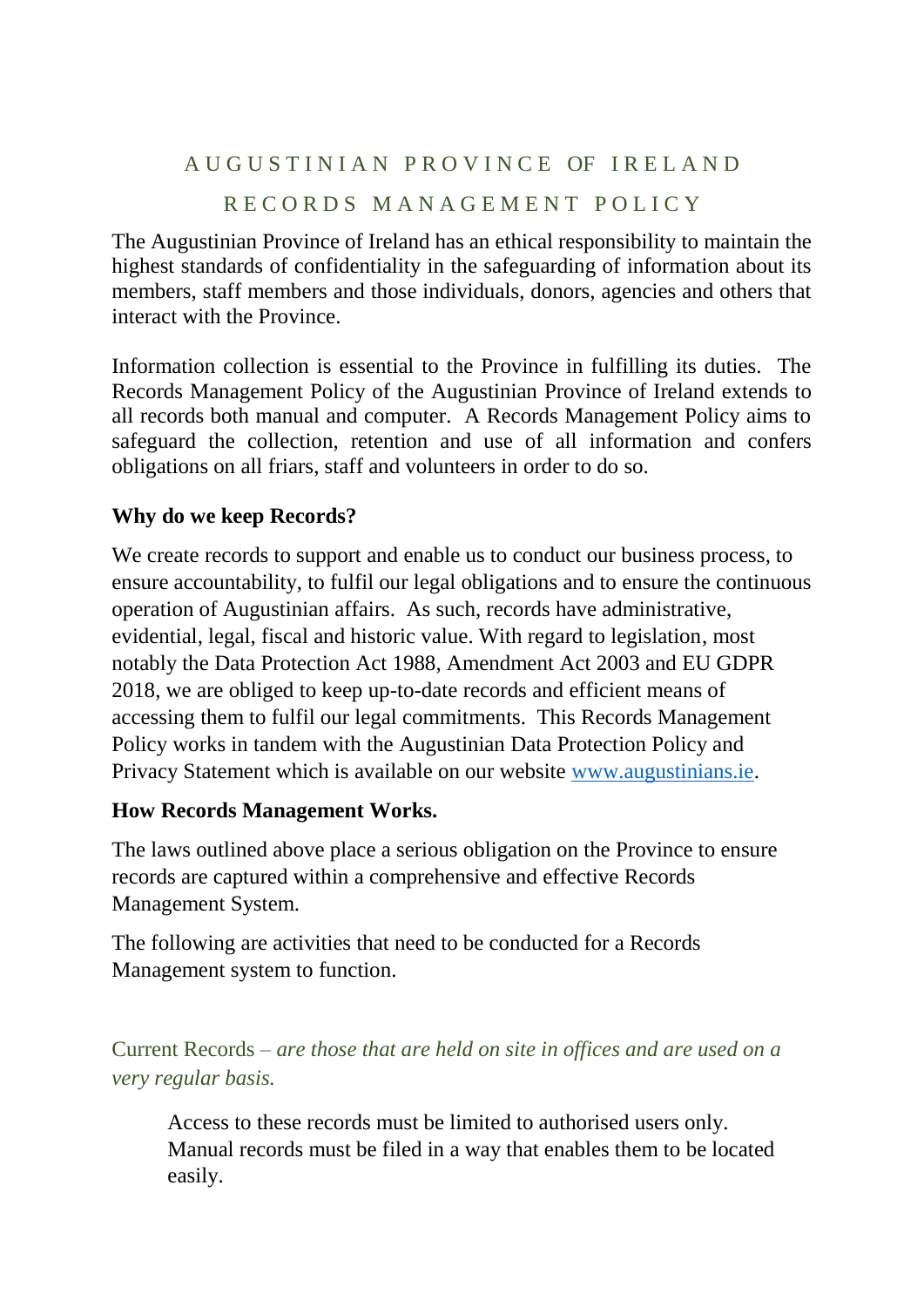# AUGUSTINIAN PROVINCE OF IRELAND

## RECORDS MANAGEMENT POLICY

The Augustinian Province of Ireland has an ethical responsibility to maintain the highest standards of confidentiality in the safeguarding of information about its members, staff members and those individuals, donors, agencies and others that interact with the Province.

Information collection is essential to the Province in fulfilling its duties. The Records Management Policy of the Augustinian Province of Ireland extends to all records both manual and computer. A Records Management Policy aims to safeguard the collection, retention and use of all information and confers obligations on all friars, staff and volunteers in order to do so.

**Why do we keep Records?**

We create records to support and enable us to conduct our business process, to ensure accountability, to fulfil our legal obligations and to ensure the continuous operation of Augustinian affairs. As such, records have administrative, evidential, legal, fiscal and historic value. With regard to legislation, most notably the Data Protection Act 1988, Amendment Act 2003 and EU GDPR 2018, we are obliged to keep up-to-date records and efficient means of accessing them to fulfil our legal commitments. This Records Management Policy works in tandem with the Augustinian Data Protection Policy and Privacy Statement which is available on our website [www.augustinians.ie](http://www.augustinians.ie).

**How Records Management Works.**

The laws outlined above place a serious obligation on the Province to ensure records are captured within a comprehensive and effective Records Management System.

The following are activities that need to be conducted for a Records Management system to function.

Current Records – *are those that are held on site in offices and are used on a very regular basis.*

> Access to these records must be limited to authorised users only. Manual records must be filed in a way that enables them to be located easily.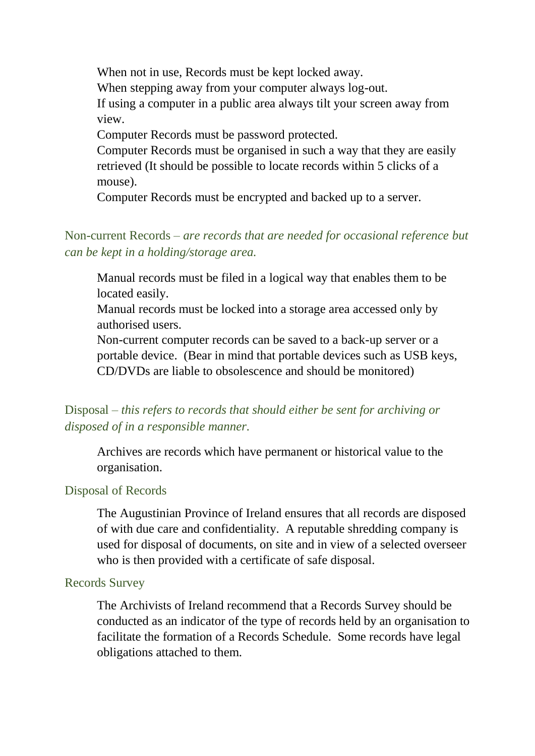When not in use, Records must be kept locked away.

When stepping away from your computer always log-out.

If using a computer in a public area always tilt your screen away from view.

Computer Records must be password protected.

Computer Records must be organised in such a way that they are easily retrieved (It should be possible to locate records within 5 clicks of a mouse).

Computer Records must be encrypted and backed up to a server.

### Non-current Records – *are records that are needed for occasional reference but can be kept in a holding/storage area.*

Manual records must be filed in a logical way that enables them to be located easily.

Manual records must be locked into a storage area accessed only by authorised users.

Non-current computer records can be saved to a back-up server or a portable device. (Bear in mind that portable devices such as USB keys, CD/DVDs are liable to obsolescence and should be monitored)

### Disposal – *this refers to records that should either be sent for archiving or disposed of in a responsible manner.*

Archives are records which have permanent or historical value to the organisation.

### Disposal of Records

The Augustinian Province of Ireland ensures that all records are disposed of with due care and confidentiality. A reputable shredding company is used for disposal of documents, on site and in view of a selected overseer who is then provided with a certificate of safe disposal.

### Records Survey

The Archivists of Ireland recommend that a Records Survey should be conducted as an indicator of the type of records held by an organisation to facilitate the formation of a Records Schedule. Some records have legal obligations attached to them.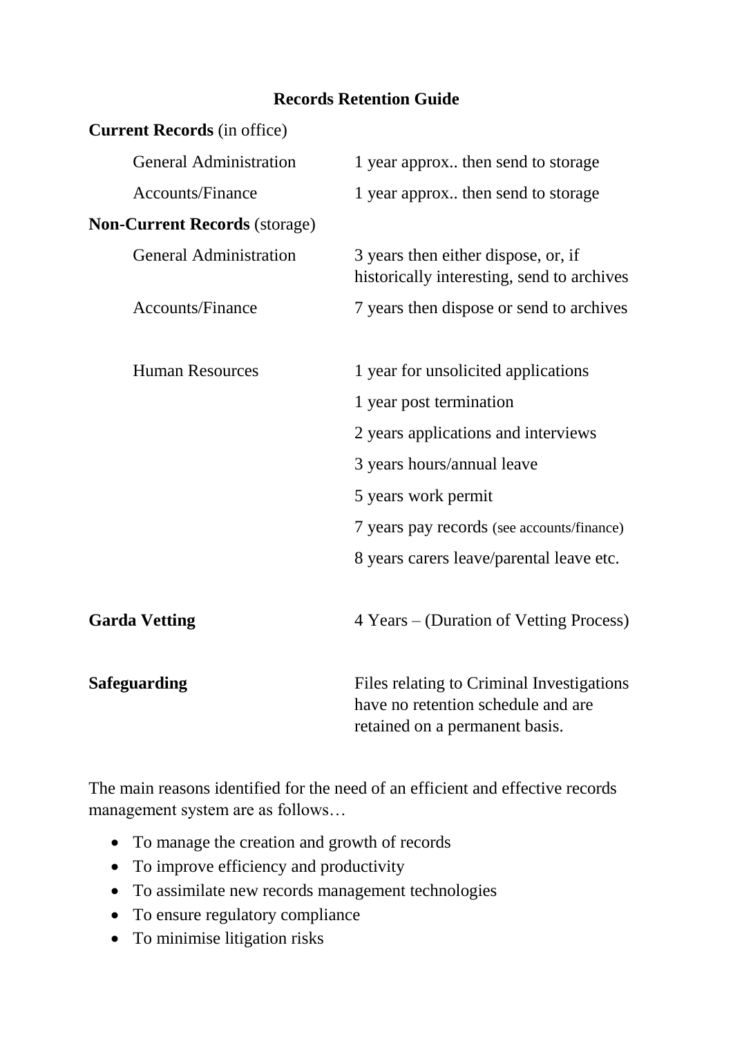## Records Retention Guide

**Current Records** (in office)

| | |
|---|---|
| General Administration | 1 year approx.. then send to storage |
| Accounts/Finance | 1 year approx.. then send to storage |

**Non-Current Records** (storage)

| | |
|---|---|
| General Administration | 3 years then either dispose, or, if historically interesting, send to archives |
| Accounts/Finance | 7 years then dispose or send to archives |
| Human Resources | 1 year for unsolicited applications |
| | 1 year post termination |
| | 2 years applications and interviews |
| | 3 years hours/annual leave |
| | 5 years work permit |
| | 7 years pay records (see accounts/finance) |
| | 8 years carers leave/parental leave etc. |

| | |
|---|---|
| **Garda Vetting** | 4 Years – (Duration of Vetting Process) |
| **Safeguarding** | Files relating to Criminal Investigations have no retention schedule and are retained on a permanent basis. |

The main reasons identified for the need of an efficient and effective records management system are as follows…

- To manage the creation and growth of records
- To improve efficiency and productivity
- To assimilate new records management technologies
- To ensure regulatory compliance
- To minimise litigation risks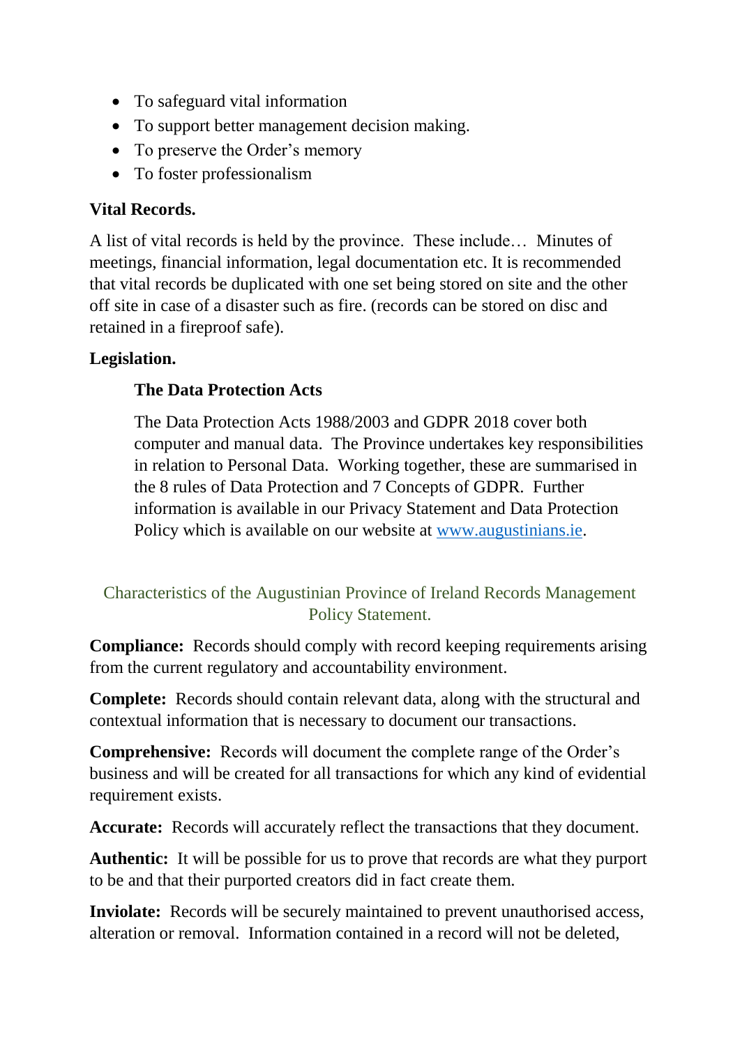- To safeguard vital information
- To support better management decision making.
- To preserve the Order's memory
- To foster professionalism

**Vital Records.**

A list of vital records is held by the province. These include… Minutes of meetings, financial information, legal documentation etc. It is recommended that vital records be duplicated with one set being stored on site and the other off site in case of a disaster such as fire. (records can be stored on disc and retained in a fireproof safe).

**Legislation.**

> **The Data Protection Acts**
>
> The Data Protection Acts 1988/2003 and GDPR 2018 cover both computer and manual data. The Province undertakes key responsibilities in relation to Personal Data. Working together, these are summarised in the 8 rules of Data Protection and 7 Concepts of GDPR. Further information is available in our Privacy Statement and Data Protection Policy which is available on our website at [www.augustinians.ie](http://www.augustinians.ie).

## Characteristics of the Augustinian Province of Ireland Records Management Policy Statement.

**Compliance:** Records should comply with record keeping requirements arising from the current regulatory and accountability environment.

**Complete:** Records should contain relevant data, along with the structural and contextual information that is necessary to document our transactions.

**Comprehensive:** Records will document the complete range of the Order's business and will be created for all transactions for which any kind of evidential requirement exists.

**Accurate:** Records will accurately reflect the transactions that they document.

**Authentic:** It will be possible for us to prove that records are what they purport to be and that their purported creators did in fact create them.

**Inviolate:** Records will be securely maintained to prevent unauthorised access, alteration or removal. Information contained in a record will not be deleted,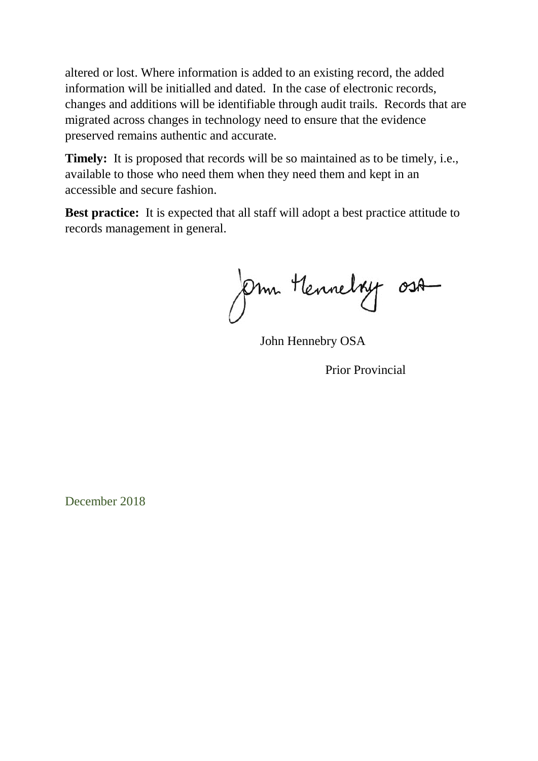altered or lost. Where information is added to an existing record, the added information will be initialled and dated. In the case of electronic records, changes and additions will be identifiable through audit trails. Records that are migrated across changes in technology need to ensure that the evidence preserved remains authentic and accurate.

**Timely:** It is proposed that records will be so maintained as to be timely, i.e., available to those who need them when they need them and kept in an accessible and secure fashion.

**Best practice:** It is expected that all staff will adopt a best practice attitude to records management in general.

John Hennebry OSA

Prior Provincial

December 2018